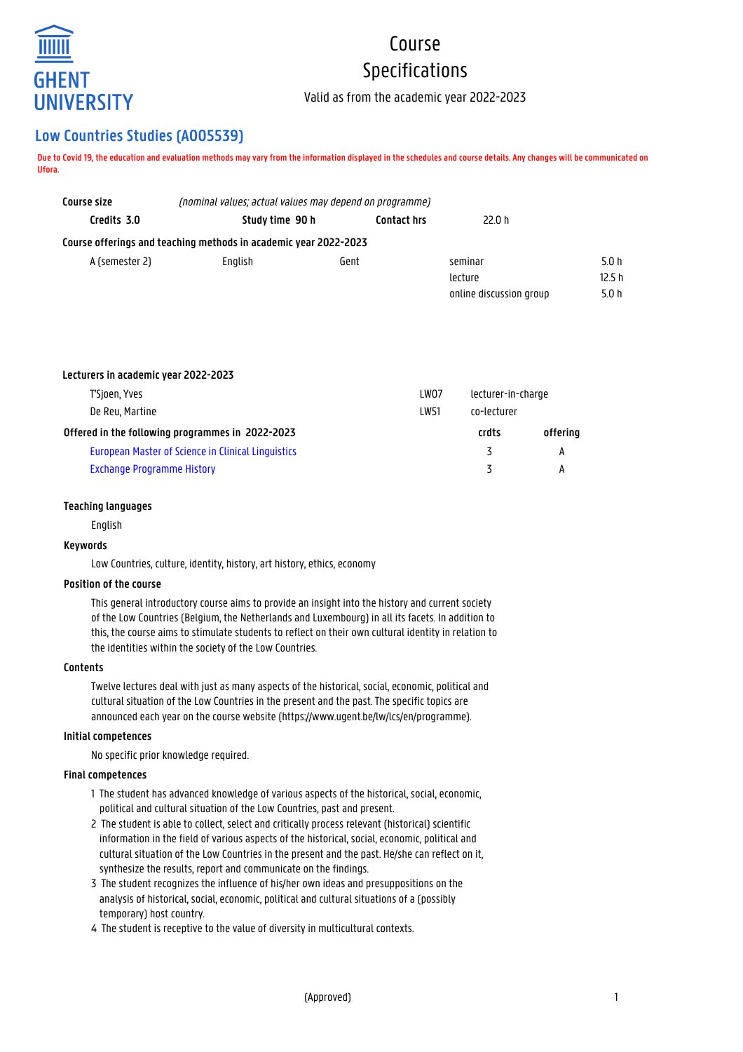GHENT UNIVERSITY

# Course Specifications

Valid as from the academic year 2022-2023

## Low Countries Studies (A005539)

**Due to Covid 19, the education and evaluation methods may vary from the information displayed in the schedules and course details. Any changes will be communicated on Ufora.**

**Course size** *(nominal values; actual values may depend on programme)*

| Credits 3.0 | Study time 90 h | Contact hrs | 22.0 h |
|---|---|---|---|

**Course offerings and teaching methods in academic year 2022-2023**

| | | | | |
|---|---|---|---|---|
| A (semester 2) | English | Gent | seminar | 5.0 h |
| | | | lecture | 12.5 h |
| | | | online discussion group | 5.0 h |

**Lecturers in academic year 2022-2023**

| | | |
|---|---|---|
| T'Sjoen, Yves | LW07 | lecturer-in-charge |
| De Reu, Martine | LW51 | co-lecturer |

**Offered in the following programmes in 2022-2023**

| | crdts | offering |
|---|---|---|
| European Master of Science in Clinical Linguistics | 3 | A |
| Exchange Programme History | 3 | A |

### Teaching languages

English

### Keywords

Low Countries, culture, identity, history, art history, ethics, economy

### Position of the course

This general introductory course aims to provide an insight into the history and current society of the Low Countries (Belgium, the Netherlands and Luxembourg) in all its facets. In addition to this, the course aims to stimulate students to reflect on their own cultural identity in relation to the identities within the society of the Low Countries.

### Contents

Twelve lectures deal with just as many aspects of the historical, social, economic, political and cultural situation of the Low Countries in the present and the past. The specific topics are announced each year on the course website (https://www.ugent.be/lw/lcs/en/programme).

### Initial competences

No specific prior knowledge required.

### Final competences

1 The student has advanced knowledge of various aspects of the historical, social, economic, political and cultural situation of the Low Countries, past and present.
2 The student is able to collect, select and critically process relevant (historical) scientific information in the field of various aspects of the historical, social, economic, political and cultural situation of the Low Countries in the present and the past. He/she can reflect on it, synthesize the results, report and communicate on the findings.
3 The student recognizes the influence of his/her own ideas and presuppositions on the analysis of historical, social, economic, political and cultural situations of a (possibly temporary) host country.
4 The student is receptive to the value of diversity in multicultural contexts.

(Approved)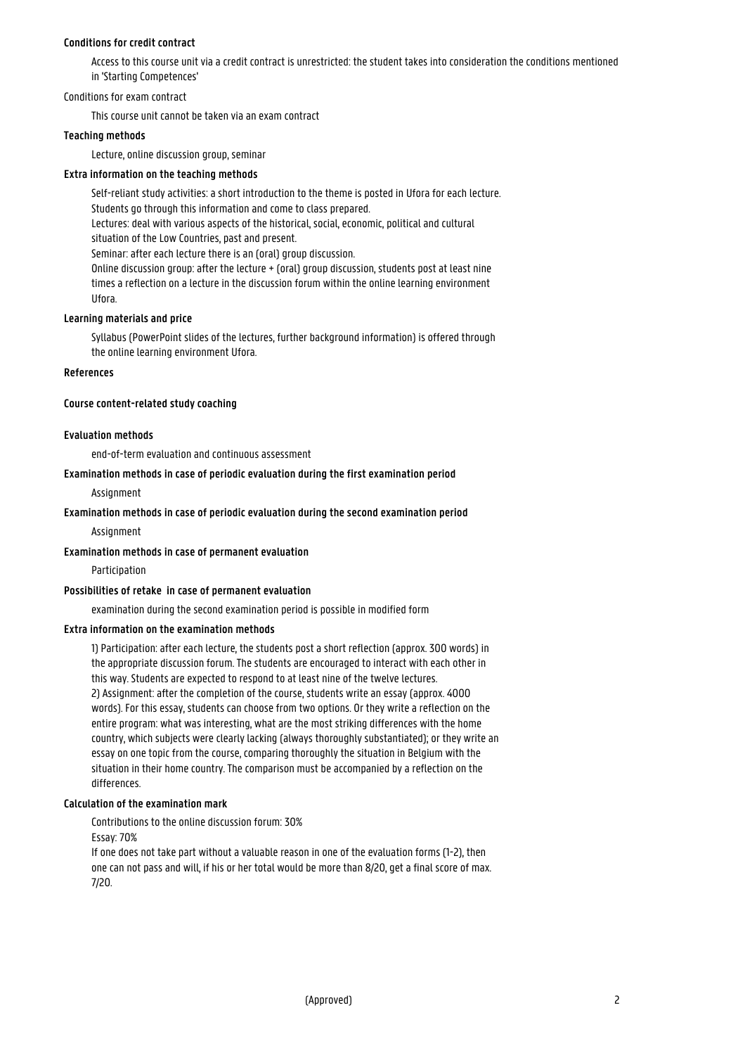**Conditions for credit contract**

Access to this course unit via a credit contract is unrestricted: the student takes into consideration the conditions mentioned in 'Starting Competences'

Conditions for exam contract

This course unit cannot be taken via an exam contract

**Teaching methods**

Lecture, online discussion group, seminar

**Extra information on the teaching methods**

Self-reliant study activities: a short introduction to the theme is posted in Ufora for each lecture. Students go through this information and come to class prepared.
Lectures: deal with various aspects of the historical, social, economic, political and cultural situation of the Low Countries, past and present.
Seminar: after each lecture there is an (oral) group discussion.
Online discussion group: after the lecture + (oral) group discussion, students post at least nine times a reflection on a lecture in the discussion forum within the online learning environment Ufora.

**Learning materials and price**

Syllabus (PowerPoint slides of the lectures, further background information) is offered through the online learning environment Ufora.

**References**

**Course content-related study coaching**

**Evaluation methods**

end-of-term evaluation and continuous assessment

**Examination methods in case of periodic evaluation during the first examination period**

Assignment

**Examination methods in case of periodic evaluation during the second examination period**

Assignment

**Examination methods in case of permanent evaluation**

Participation

**Possibilities of retake in case of permanent evaluation**

examination during the second examination period is possible in modified form

**Extra information on the examination methods**

1) Participation: after each lecture, the students post a short reflection (approx. 300 words) in the appropriate discussion forum. The students are encouraged to interact with each other in this way. Students are expected to respond to at least nine of the twelve lectures.
2) Assignment: after the completion of the course, students write an essay (approx. 4000 words). For this essay, students can choose from two options. Or they write a reflection on the entire program: what was interesting, what are the most striking differences with the home country, which subjects were clearly lacking (always thoroughly substantiated); or they write an essay on one topic from the course, comparing thoroughly the situation in Belgium with the situation in their home country. The comparison must be accompanied by a reflection on the differences.

**Calculation of the examination mark**

Contributions to the online discussion forum: 30%
Essay: 70%
If one does not take part without a valuable reason in one of the evaluation forms (1-2), then one can not pass and will, if his or her total would be more than 8/20, get a final score of max. 7/20.